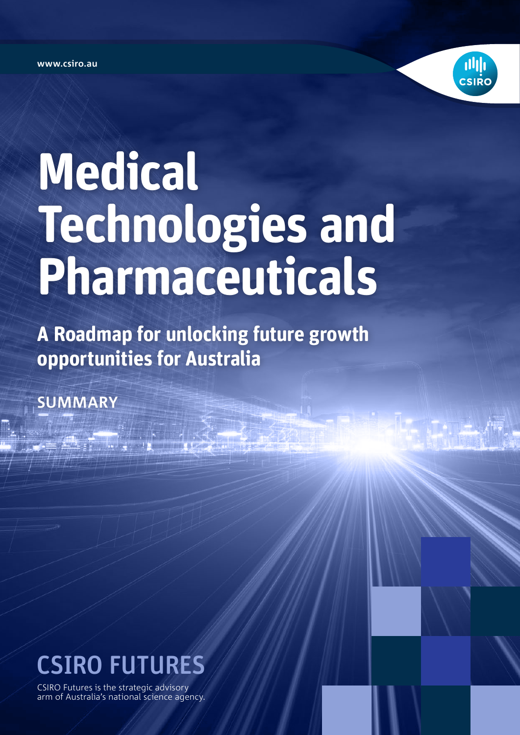www.csiro.au

CSIRO

# Medical Technologies and Pharmaceuticals

## A Roadmap for unlocking future growth opportunities for Australia

SUMMARY

CSIRO FUTURES

CSIRO Futures is the strategic advisory arm of Australia's national science agency.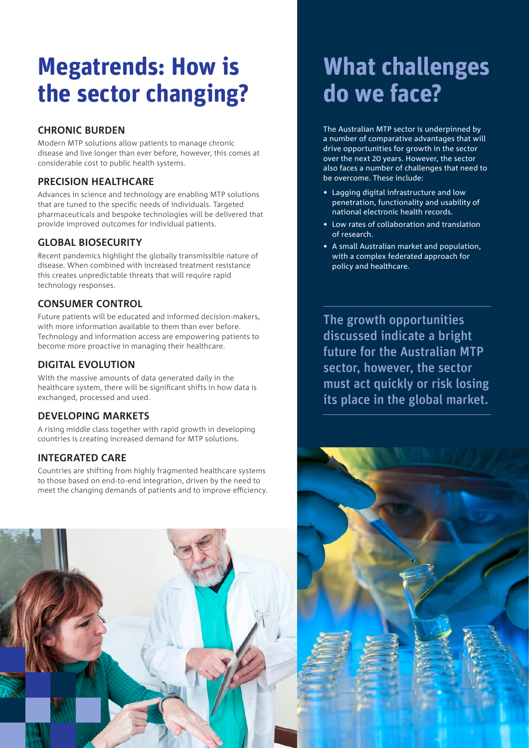# Megatrends: How is the sector changing?

### CHRONIC BURDEN

Modern MTP solutions allow patients to manage chronic disease and live longer than ever before, however, this comes at considerable cost to public health systems.

### PRECISION HEALTHCARE

Advances in science and technology are enabling MTP solutions that are tuned to the specific needs of individuals. Targeted pharmaceuticals and bespoke technologies will be delivered that provide improved outcomes for individual patients.

### GLOBAL BIOSECURITY

Recent pandemics highlight the globally transmissible nature of disease. When combined with increased treatment resistance this creates unpredictable threats that will require rapid technology responses.

### CONSUMER CONTROL

Future patients will be educated and informed decision-makers, with more information available to them than ever before. Technology and information access are empowering patients to become more proactive in managing their healthcare.

### DIGITAL EVOLUTION

With the massive amounts of data generated daily in the healthcare system, there will be significant shifts in how data is exchanged, processed and used.

### DEVELOPING MARKETS

A rising middle class together with rapid growth in developing countries is creating increased demand for MTP solutions.

### INTEGRATED CARE

Countries are shifting from highly fragmented healthcare systems to those based on end-to-end integration, driven by the need to meet the changing demands of patients and to improve efficiency.

# What challenges do we face?

The Australian MTP sector is underpinned by a number of comparative advantages that will drive opportunities for growth in the sector over the next 20 years. However, the sector also faces a number of challenges that need to be overcome. These include:

- Lagging digital infrastructure and low penetration, functionality and usability of national electronic health records.
- Low rates of collaboration and translation of research.
- A small Australian market and population, with a complex federated approach for policy and healthcare.

**The growth opportunities discussed indicate a bright future for the Australian MTP sector, however, the sector must act quickly or risk losing its place in the global market.**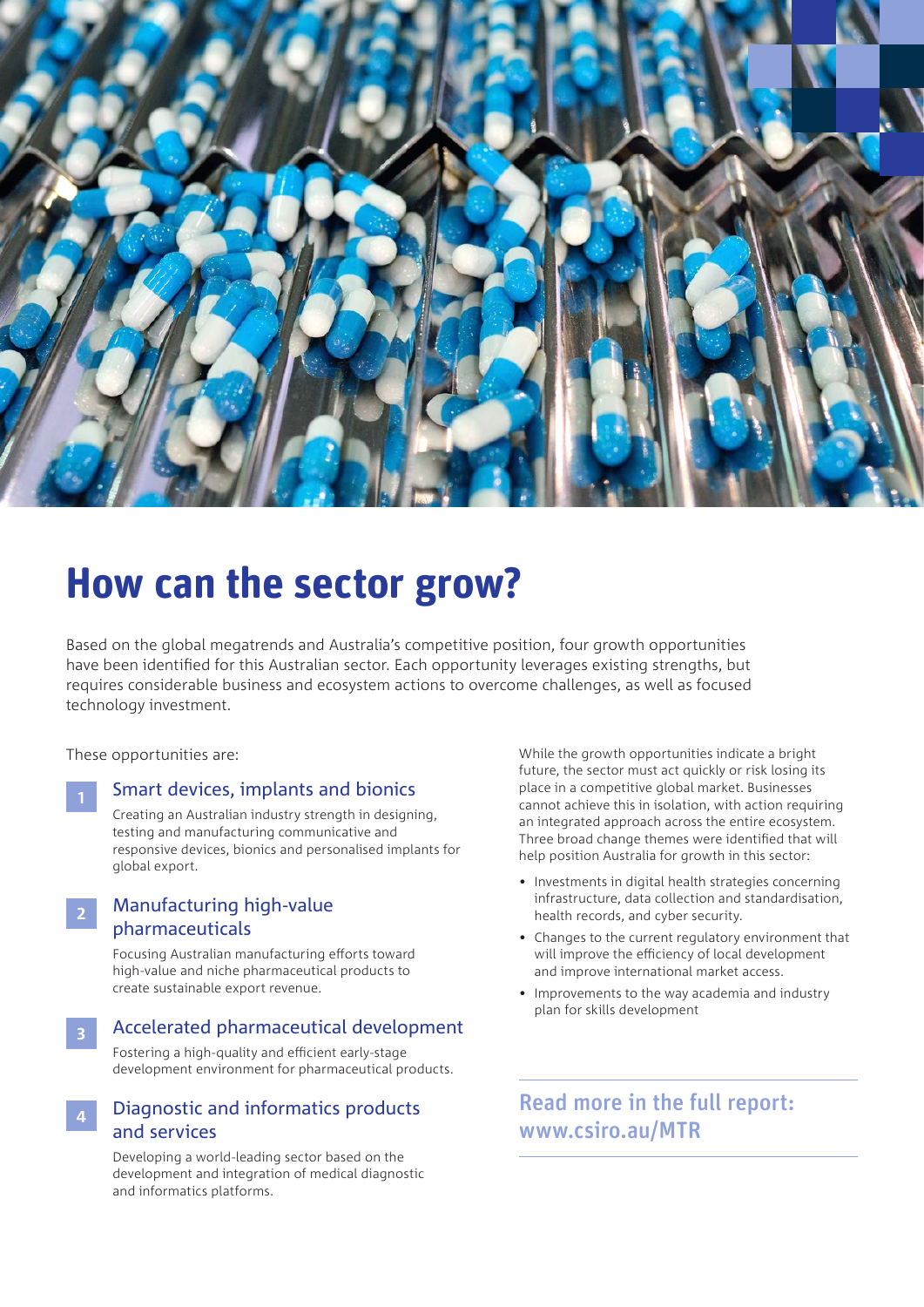# How can the sector grow?

Based on the global megatrends and Australia's competitive position, four growth opportunities have been identified for this Australian sector. Each opportunity leverages existing strengths, but requires considerable business and ecosystem actions to overcome challenges, as well as focused technology investment.

These opportunities are:

1. **Smart devices, implants and bionics**

   Creating an Australian industry strength in designing, testing and manufacturing communicative and responsive devices, bionics and personalised implants for global export.

2. **Manufacturing high-value pharmaceuticals**

   Focusing Australian manufacturing efforts toward high-value and niche pharmaceutical products to create sustainable export revenue.

3. **Accelerated pharmaceutical development**

   Fostering a high-quality and efficient early-stage development environment for pharmaceutical products.

4. **Diagnostic and informatics products and services**

   Developing a world-leading sector based on the development and integration of medical diagnostic and informatics platforms.

While the growth opportunities indicate a bright future, the sector must act quickly or risk losing its place in a competitive global market. Businesses cannot achieve this in isolation, with action requiring an integrated approach across the entire ecosystem. Three broad change themes were identified that will help position Australia for growth in this sector:

- Investments in digital health strategies concerning infrastructure, data collection and standardisation, health records, and cyber security.
- Changes to the current regulatory environment that will improve the efficiency of local development and improve international market access.
- Improvements to the way academia and industry plan for skills development

## Read more in the full report: www.csiro.au/MTR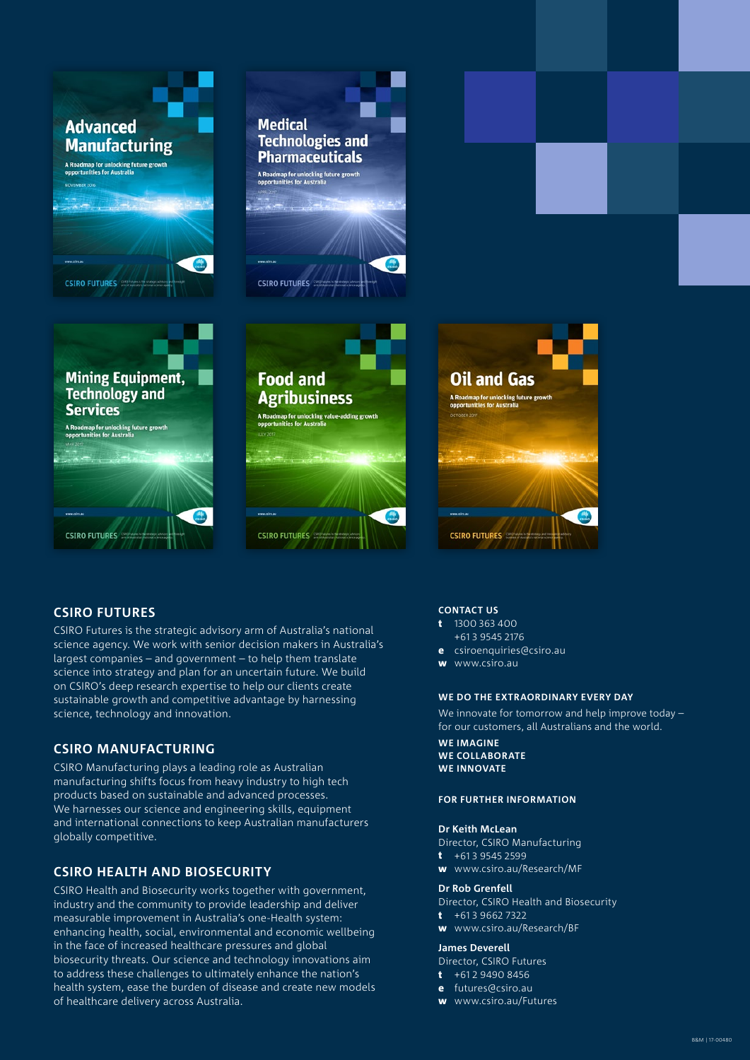Advanced Manufacturing
A Roadmap for unlocking future growth opportunities for Australia
NOVEMBER 2016

Medical Technologies and Pharmaceuticals
A Roadmap for unlocking future growth opportunities for Australia
APRIL 2017

Mining Equipment, Technology and Services
A Roadmap for unlocking future growth opportunities for Australia
MAY 2017

Food and Agribusiness
A Roadmap for unlocking value-adding growth opportunities for Australia
JULY 2017

Oil and Gas
A Roadmap for unlocking future growth opportunities for Australia
OCTOBER 2017

## CSIRO FUTURES

CSIRO Futures is the strategic advisory arm of Australia's national science agency. We work with senior decision makers in Australia's largest companies – and government – to help them translate science into strategy and plan for an uncertain future. We build on CSIRO's deep research expertise to help our clients create sustainable growth and competitive advantage by harnessing science, technology and innovation.

## CSIRO MANUFACTURING

CSIRO Manufacturing plays a leading role as Australian manufacturing shifts focus from heavy industry to high tech products based on sustainable and advanced processes. We harness our science and engineering skills, equipment and international connections to keep Australian manufacturers globally competitive.

## CSIRO HEALTH AND BIOSECURITY

CSIRO Health and Biosecurity works together with government, industry and the community to provide leadership and deliver measurable improvement in Australia's one-Health system: enhancing health, social, environmental and economic wellbeing in the face of increased healthcare pressures and global biosecurity threats. Our science and technology innovations aim to address these challenges to ultimately enhance the nation's health system, ease the burden of disease and create new models of healthcare delivery across Australia.

## CONTACT US

**t** 1300 363 400
+61 3 9545 2176
**e** csiroenquiries@csiro.au
**w** www.csiro.au

## WE DO THE EXTRAORDINARY EVERY DAY

We innovate for tomorrow and help improve today – for our customers, all Australians and the world.

**WE IMAGINE**
**WE COLLABORATE**
**WE INNOVATE**

## FOR FURTHER INFORMATION

**Dr Keith McLean**
Director, CSIRO Manufacturing
**t** +61 3 9545 2599
**w** www.csiro.au/Research/MF

**Dr Rob Grenfell**
Director, CSIRO Health and Biosecurity
**t** +61 3 9662 7322
**w** www.csiro.au/Research/BF

**James Deverell**
Director, CSIRO Futures
**t** +61 2 9490 8456
**e** futures@csiro.au
**w** www.csiro.au/Futures

B&M | 17-00480